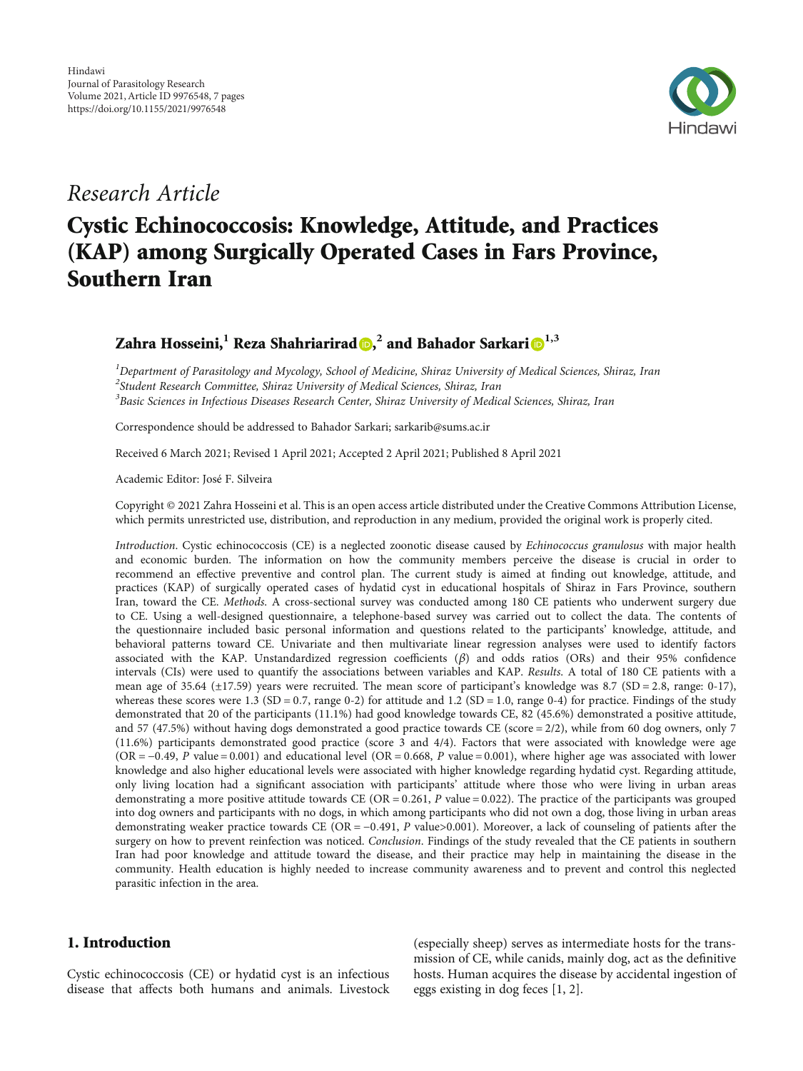Hindawi
Journal of Parasitology Research
Volume 2021, Article ID 9976548, 7 pages
https://doi.org/10.1155/2021/9976548

*Research Article*

# Cystic Echinococcosis: Knowledge, Attitude, and Practices (KAP) among Surgically Operated Cases in Fars Province, Southern Iran

**Zahra Hosseini,[1] Reza Shahriarirad,[2] and Bahador Sarkari[1,3]**

[1]*Department of Parasitology and Mycology, School of Medicine, Shiraz University of Medical Sciences, Shiraz, Iran*
[2]*Student Research Committee, Shiraz University of Medical Sciences, Shiraz, Iran*
[3]*Basic Sciences in Infectious Diseases Research Center, Shiraz University of Medical Sciences, Shiraz, Iran*

Correspondence should be addressed to Bahador Sarkari; sarkarib@sums.ac.ir

Received 6 March 2021; Revised 1 April 2021; Accepted 2 April 2021; Published 8 April 2021

Academic Editor: José F. Silveira

Copyright © 2021 Zahra Hosseini et al. This is an open access article distributed under the Creative Commons Attribution License, which permits unrestricted use, distribution, and reproduction in any medium, provided the original work is properly cited.

*Introduction*. Cystic echinococcosis (CE) is a neglected zoonotic disease caused by *Echinococcus granulosus* with major health and economic burden. The information on how the community members perceive the disease is crucial in order to recommend an effective preventive and control plan. The current study is aimed at finding out knowledge, attitude, and practices (KAP) of surgically operated cases of hydatid cyst in educational hospitals of Shiraz in Fars Province, southern Iran, toward the CE. *Methods*. A cross-sectional survey was conducted among 180 CE patients who underwent surgery due to CE. Using a well-designed questionnaire, a telephone-based survey was carried out to collect the data. The contents of the questionnaire included basic personal information and questions related to the participants' knowledge, attitude, and behavioral patterns toward CE. Univariate and then multivariate linear regression analyses were used to identify factors associated with the KAP. Unstandardized regression coefficients ($\beta$) and odds ratios (ORs) and their 95% confidence intervals (CIs) were used to quantify the associations between variables and KAP. *Results*. A total of 180 CE patients with a mean age of 35.64 (±17.59) years were recruited. The mean score of participant's knowledge was 8.7 (SD = 2.8, range: 0-17), whereas these scores were 1.3 (SD = 0.7, range 0-2) for attitude and 1.2 (SD = 1.0, range 0-4) for practice. Findings of the study demonstrated that 20 of the participants (11.1%) had good knowledge towards CE, 82 (45.6%) demonstrated a positive attitude, and 57 (47.5%) without having dogs demonstrated a good practice towards CE (score = 2/2), while from 60 dog owners, only 7 (11.6%) participants demonstrated good practice (score 3 and 4/4). Factors that were associated with knowledge were age (OR = −0.49, $P$ value = 0.001) and educational level (OR = 0.668, $P$ value = 0.001), where higher age was associated with lower knowledge and also higher educational levels were associated with higher knowledge regarding hydatid cyst. Regarding attitude, only living location had a significant association with participants' attitude where those who were living in urban areas demonstrating a more positive attitude towards CE (OR = 0.261, $P$ value = 0.022). The practice of the participants was grouped into dog owners and participants with no dogs, in which among participants who did not own a dog, those living in urban areas demonstrating weaker practice towards CE (OR = −0.491, $P$ value>0.001). Moreover, a lack of counseling of patients after the surgery on how to prevent reinfection was noticed. *Conclusion*. Findings of the study revealed that the CE patients in southern Iran had poor knowledge and attitude toward the disease, and their practice may help in maintaining the disease in the community. Health education is highly needed to increase community awareness and to prevent and control this neglected parasitic infection in the area.

## 1. Introduction

Cystic echinococcosis (CE) or hydatid cyst is an infectious disease that affects both humans and animals. Livestock (especially sheep) serves as intermediate hosts for the transmission of CE, while canids, mainly dog, act as the definitive hosts. Human acquires the disease by accidental ingestion of eggs existing in dog feces [1, 2].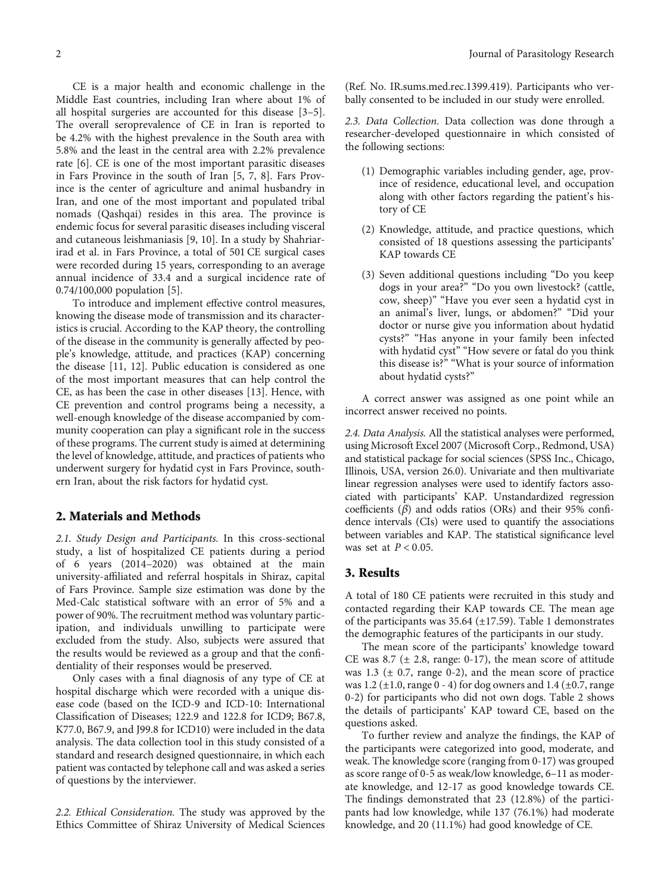CE is a major health and economic challenge in the Middle East countries, including Iran where about 1% of all hospital surgeries are accounted for this disease [3–5]. The overall seroprevalence of CE in Iran is reported to be 4.2% with the highest prevalence in the South area with 5.8% and the least in the central area with 2.2% prevalence rate [6]. CE is one of the most important parasitic diseases in Fars Province in the south of Iran [5, 7, 8]. Fars Province is the center of agriculture and animal husbandry in Iran, and one of the most important and populated tribal nomads (Qashqai) resides in this area. The province is endemic focus for several parasitic diseases including visceral and cutaneous leishmaniasis [9, 10]. In a study by Shahriarirad et al. in Fars Province, a total of 501 CE surgical cases were recorded during 15 years, corresponding to an average annual incidence of 33.4 and a surgical incidence rate of 0.74/100,000 population [5].

To introduce and implement effective control measures, knowing the disease mode of transmission and its characteristics is crucial. According to the KAP theory, the controlling of the disease in the community is generally affected by people's knowledge, attitude, and practices (KAP) concerning the disease [11, 12]. Public education is considered as one of the most important measures that can help control the CE, as has been the case in other diseases [13]. Hence, with CE prevention and control programs being a necessity, a well-enough knowledge of the disease accompanied by community cooperation can play a significant role in the success of these programs. The current study is aimed at determining the level of knowledge, attitude, and practices of patients who underwent surgery for hydatid cyst in Fars Province, southern Iran, about the risk factors for hydatid cyst.

## 2. Materials and Methods

*2.1. Study Design and Participants.* In this cross-sectional study, a list of hospitalized CE patients during a period of 6 years (2014–2020) was obtained at the main university-affiliated and referral hospitals in Shiraz, capital of Fars Province. Sample size estimation was done by the Med-Calc statistical software with an error of 5% and a power of 90%. The recruitment method was voluntary participation, and individuals unwilling to participate were excluded from the study. Also, subjects were assured that the results would be reviewed as a group and that the confidentiality of their responses would be preserved.

Only cases with a final diagnosis of any type of CE at hospital discharge which were recorded with a unique disease code (based on the ICD-9 and ICD-10: International Classification of Diseases; 122.9 and 122.8 for ICD9; B67.8, K77.0, B67.9, and J99.8 for ICD10) were included in the data analysis. The data collection tool in this study consisted of a standard and research designed questionnaire, in which each patient was contacted by telephone call and was asked a series of questions by the interviewer.

*2.2. Ethical Consideration.* The study was approved by the Ethics Committee of Shiraz University of Medical Sciences (Ref. No. IR.sums.med.rec.1399.419). Participants who verbally consented to be included in our study were enrolled.

*2.3. Data Collection.* Data collection was done through a researcher-developed questionnaire in which consisted of the following sections:

(1) Demographic variables including gender, age, province of residence, educational level, and occupation along with other factors regarding the patient's history of CE

(2) Knowledge, attitude, and practice questions, which consisted of 18 questions assessing the participants' KAP towards CE

(3) Seven additional questions including "Do you keep dogs in your area?" "Do you own livestock? (cattle, cow, sheep)" "Have you ever seen a hydatid cyst in an animal's liver, lungs, or abdomen?" "Did your doctor or nurse give you information about hydatid cysts?" "Has anyone in your family been infected with hydatid cyst" "How severe or fatal do you think this disease is?" "What is your source of information about hydatid cysts?"

A correct answer was assigned as one point while an incorrect answer received no points.

*2.4. Data Analysis.* All the statistical analyses were performed, using Microsoft Excel 2007 (Microsoft Corp., Redmond, USA) and statistical package for social sciences (SPSS Inc., Chicago, Illinois, USA, version 26.0). Univariate and then multivariate linear regression analyses were used to identify factors associated with participants' KAP. Unstandardized regression coefficients ($\beta$) and odds ratios (ORs) and their 95% confidence intervals (CIs) were used to quantify the associations between variables and KAP. The statistical significance level was set at $P < 0.05$.

## 3. Results

A total of 180 CE patients were recruited in this study and contacted regarding their KAP towards CE. The mean age of the participants was 35.64 (±17.59). Table 1 demonstrates the demographic features of the participants in our study.

The mean score of the participants' knowledge toward CE was 8.7 (± 2.8, range: 0-17), the mean score of attitude was 1.3 (± 0.7, range 0-2), and the mean score of practice was 1.2 (±1.0, range 0 - 4) for dog owners and 1.4 (±0.7, range 0-2) for participants who did not own dogs. Table 2 shows the details of participants' KAP toward CE, based on the questions asked.

To further review and analyze the findings, the KAP of the participants were categorized into good, moderate, and weak. The knowledge score (ranging from 0-17) was grouped as score range of 0-5 as weak/low knowledge, 6–11 as moderate knowledge, and 12-17 as good knowledge towards CE. The findings demonstrated that 23 (12.8%) of the participants had low knowledge, while 137 (76.1%) had moderate knowledge, and 20 (11.1%) had good knowledge of CE.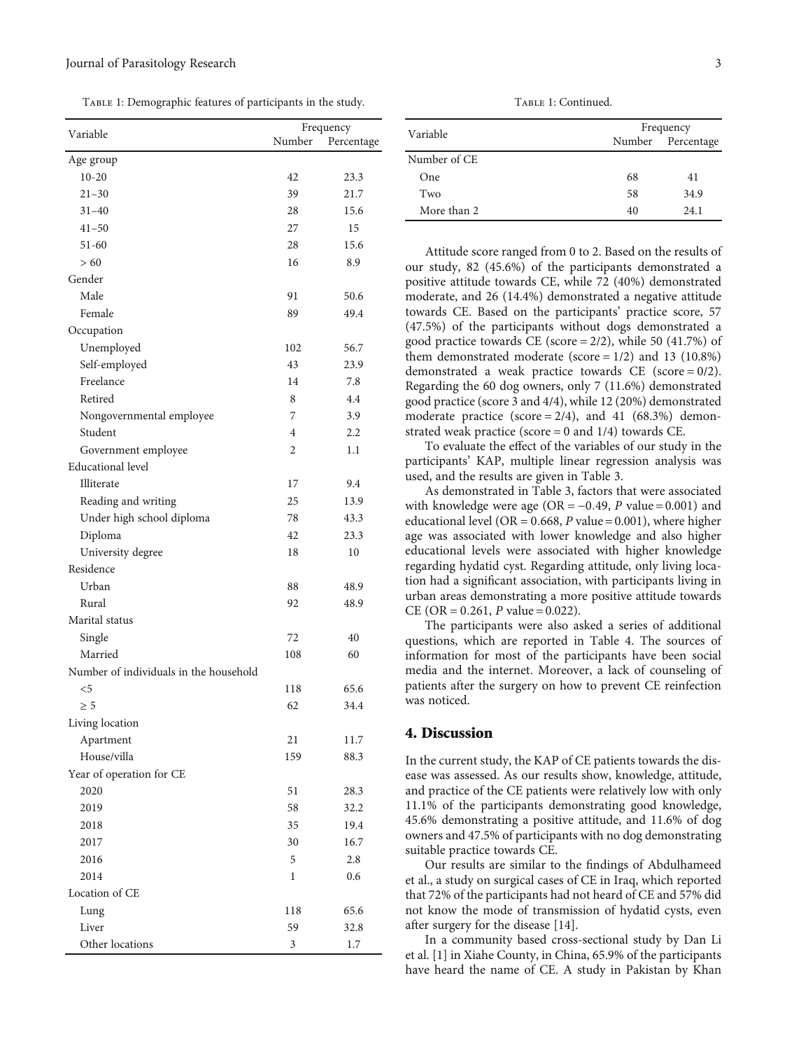Table 1: Demographic features of participants in the study.

| Variable | Frequency | |
|---|---|---|
| | Number | Percentage |
| Age group | | |
| 10-20 | 42 | 23.3 |
| 21–30 | 39 | 21.7 |
| 31–40 | 28 | 15.6 |
| 41–50 | 27 | 15 |
| 51-60 | 28 | 15.6 |
| > 60 | 16 | 8.9 |
| Gender | | |
| Male | 91 | 50.6 |
| Female | 89 | 49.4 |
| Occupation | | |
| Unemployed | 102 | 56.7 |
| Self-employed | 43 | 23.9 |
| Freelance | 14 | 7.8 |
| Retired | 8 | 4.4 |
| Nongovernmental employee | 7 | 3.9 |
| Student | 4 | 2.2 |
| Government employee | 2 | 1.1 |
| Educational level | | |
| Illiterate | 17 | 9.4 |
| Reading and writing | 25 | 13.9 |
| Under high school diploma | 78 | 43.3 |
| Diploma | 42 | 23.3 |
| University degree | 18 | 10 |
| Residence | | |
| Urban | 88 | 48.9 |
| Rural | 92 | 48.9 |
| Marital status | | |
| Single | 72 | 40 |
| Married | 108 | 60 |
| Number of individuals in the household | | |
| <5 | 118 | 65.6 |
| ≥ 5 | 62 | 34.4 |
| Living location | | |
| Apartment | 21 | 11.7 |
| House/villa | 159 | 88.3 |
| Year of operation for CE | | |
| 2020 | 51 | 28.3 |
| 2019 | 58 | 32.2 |
| 2018 | 35 | 19.4 |
| 2017 | 30 | 16.7 |
| 2016 | 5 | 2.8 |
| 2014 | 1 | 0.6 |
| Location of CE | | |
| Lung | 118 | 65.6 |
| Liver | 59 | 32.8 |
| Other locations | 3 | 1.7 |
| Number of CE | | |
| One | 68 | 41 |
| Two | 58 | 34.9 |
| More than 2 | 40 | 24.1 |

Attitude score ranged from 0 to 2. Based on the results of our study, 82 (45.6%) of the participants demonstrated a positive attitude towards CE, while 72 (40%) demonstrated moderate, and 26 (14.4%) demonstrated a negative attitude towards CE. Based on the participants' practice score, 57 (47.5%) of the participants without dogs demonstrated a good practice towards CE (score = 2/2), while 50 (41.7%) of them demonstrated moderate (score = 1/2) and 13 (10.8%) demonstrated a weak practice towards CE (score = 0/2). Regarding the 60 dog owners, only 7 (11.6%) demonstrated good practice (score 3 and 4/4), while 12 (20%) demonstrated moderate practice (score = 2/4), and 41 (68.3%) demonstrated weak practice (score = 0 and 1/4) towards CE.

To evaluate the effect of the variables of our study in the participants' KAP, multiple linear regression analysis was used, and the results are given in Table 3.

As demonstrated in Table 3, factors that were associated with knowledge were age (OR = −0.49, $P$ value = 0.001) and educational level (OR = 0.668, $P$ value = 0.001), where higher age was associated with lower knowledge and also higher educational levels were associated with higher knowledge regarding hydatid cyst. Regarding attitude, only living location had a significant association, with participants living in urban areas demonstrating a more positive attitude towards CE (OR = 0.261, $P$ value = 0.022).

The participants were also asked a series of additional questions, which are reported in Table 4. The sources of information for most of the participants have been social media and the internet. Moreover, a lack of counseling of patients after the surgery on how to prevent CE reinfection was noticed.

## 4. Discussion

In the current study, the KAP of CE patients towards the disease was assessed. As our results show, knowledge, attitude, and practice of the CE patients were relatively low with only 11.1% of the participants demonstrating good knowledge, 45.6% demonstrating a positive attitude, and 11.6% of dog owners and 47.5% of participants with no dog demonstrating suitable practice towards CE.

Our results are similar to the findings of Abdulhameed et al., a study on surgical cases of CE in Iraq, which reported that 72% of the participants had not heard of CE and 57% did not know the mode of transmission of hydatid cysts, even after surgery for the disease [14].

In a community based cross-sectional study by Dan Li et al. [1] in Xiahe County, in China, 65.9% of the participants have heard the name of CE. A study in Pakistan by Khan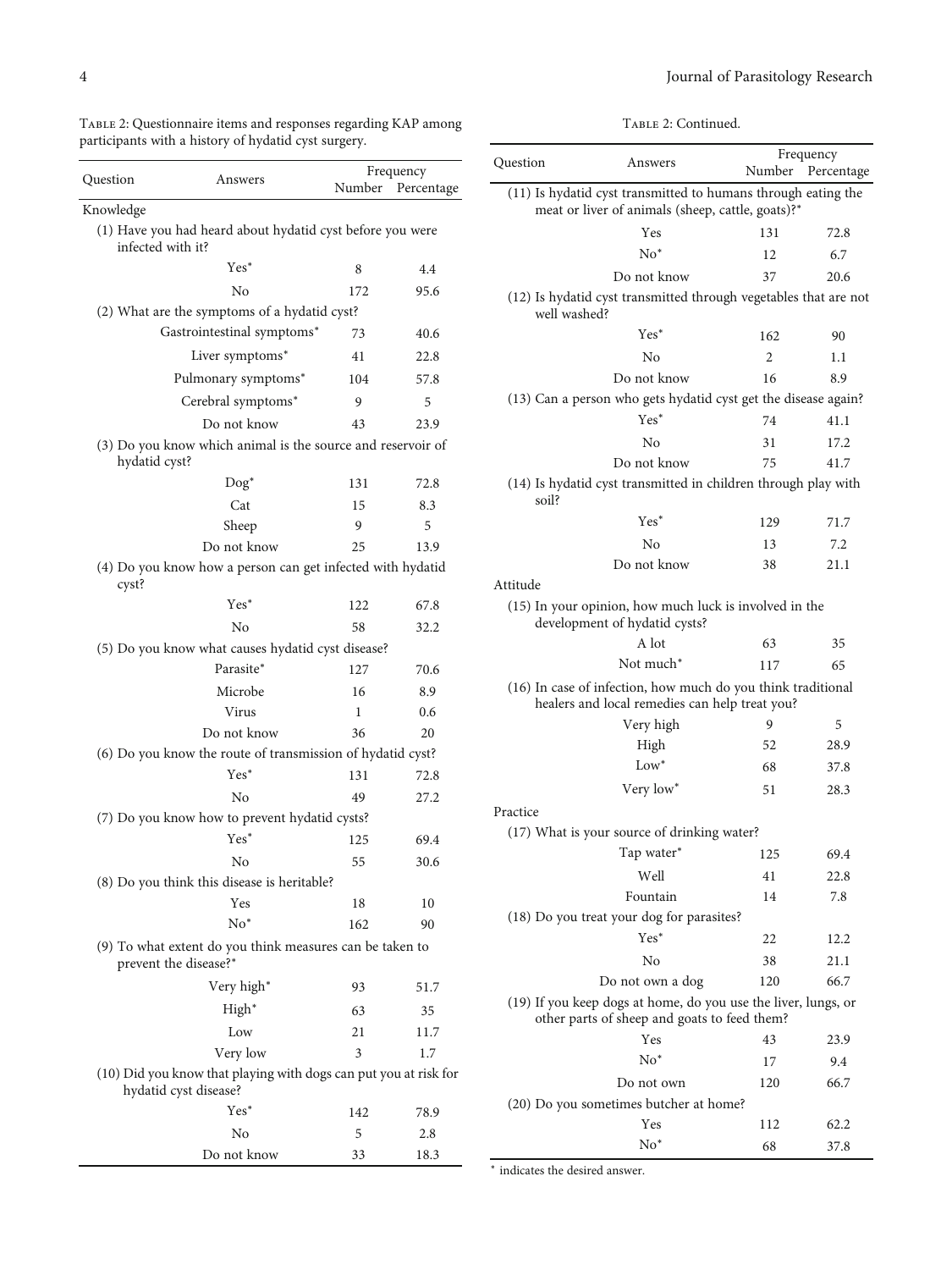Table 2: Questionnaire items and responses regarding KAP among participants with a history of hydatid cyst surgery.

| Question | Answers | Frequency | |
|---|---|---|---|
| | | Number | Percentage |
| Knowledge | | | |
| (1) Have you had heard about hydatid cyst before you were infected with it? | | | |
| | Yes* | 8 | 4.4 |
| | No | 172 | 95.6 |
| (2) What are the symptoms of a hydatid cyst? | | | |
| | Gastrointestinal symptoms* | 73 | 40.6 |
| | Liver symptoms* | 41 | 22.8 |
| | Pulmonary symptoms* | 104 | 57.8 |
| | Cerebral symptoms* | 9 | 5 |
| | Do not know | 43 | 23.9 |
| (3) Do you know which animal is the source and reservoir of hydatid cyst? | | | |
| | Dog* | 131 | 72.8 |
| | Cat | 15 | 8.3 |
| | Sheep | 9 | 5 |
| | Do not know | 25 | 13.9 |
| (4) Do you know how a person can get infected with hydatid cyst? | | | |
| | Yes* | 122 | 67.8 |
| | No | 58 | 32.2 |
| (5) Do you know what causes hydatid cyst disease? | | | |
| | Parasite* | 127 | 70.6 |
| | Microbe | 16 | 8.9 |
| | Virus | 1 | 0.6 |
| | Do not know | 36 | 20 |
| (6) Do you know the route of transmission of hydatid cyst? | | | |
| | Yes* | 131 | 72.8 |
| | No | 49 | 27.2 |
| (7) Do you know how to prevent hydatid cysts? | | | |
| | Yes* | 125 | 69.4 |
| | No | 55 | 30.6 |
| (8) Do you think this disease is heritable? | | | |
| | Yes | 18 | 10 |
| | No* | 162 | 90 |
| (9) To what extent do you think measures can be taken to prevent the disease?* | | | |
| | Very high* | 93 | 51.7 |
| | High* | 63 | 35 |
| | Low | 21 | 11.7 |
| | Very low | 3 | 1.7 |
| (10) Did you know that playing with dogs can put you at risk for hydatid cyst disease? | | | |
| | Yes* | 142 | 78.9 |
| | No | 5 | 2.8 |
| | Do not know | 33 | 18.3 |
| (11) Is hydatid cyst transmitted to humans through eating the meat or liver of animals (sheep, cattle, goats)?* | | | |
| | Yes | 131 | 72.8 |
| | No* | 12 | 6.7 |
| | Do not know | 37 | 20.6 |
| (12) Is hydatid cyst transmitted through vegetables that are not well washed? | | | |
| | Yes* | 162 | 90 |
| | No | 2 | 1.1 |
| | Do not know | 16 | 8.9 |
| (13) Can a person who gets hydatid cyst get the disease again? | | | |
| | Yes* | 74 | 41.1 |
| | No | 31 | 17.2 |
| | Do not know | 75 | 41.7 |
| (14) Is hydatid cyst transmitted in children through play with soil? | | | |
| | Yes* | 129 | 71.7 |
| | No | 13 | 7.2 |
| | Do not know | 38 | 21.1 |
| Attitude | | | |
| (15) In your opinion, how much luck is involved in the development of hydatid cysts? | | | |
| | A lot | 63 | 35 |
| | Not much* | 117 | 65 |
| (16) In case of infection, how much do you think traditional healers and local remedies can help treat you? | | | |
| | Very high | 9 | 5 |
| | High | 52 | 28.9 |
| | Low* | 68 | 37.8 |
| | Very low* | 51 | 28.3 |
| Practice | | | |
| (17) What is your source of drinking water? | | | |
| | Tap water* | 125 | 69.4 |
| | Well | 41 | 22.8 |
| | Fountain | 14 | 7.8 |
| (18) Do you treat your dog for parasites? | | | |
| | Yes* | 22 | 12.2 |
| | No | 38 | 21.1 |
| | Do not own a dog | 120 | 66.7 |
| (19) If you keep dogs at home, do you use the liver, lungs, or other parts of sheep and goats to feed them? | | | |
| | Yes | 43 | 23.9 |
| | No* | 17 | 9.4 |
| | Do not own | 120 | 66.7 |
| (20) Do you sometimes butcher at home? | | | |
| | Yes | 112 | 62.2 |
| | No* | 68 | 37.8 |

* indicates the desired answer.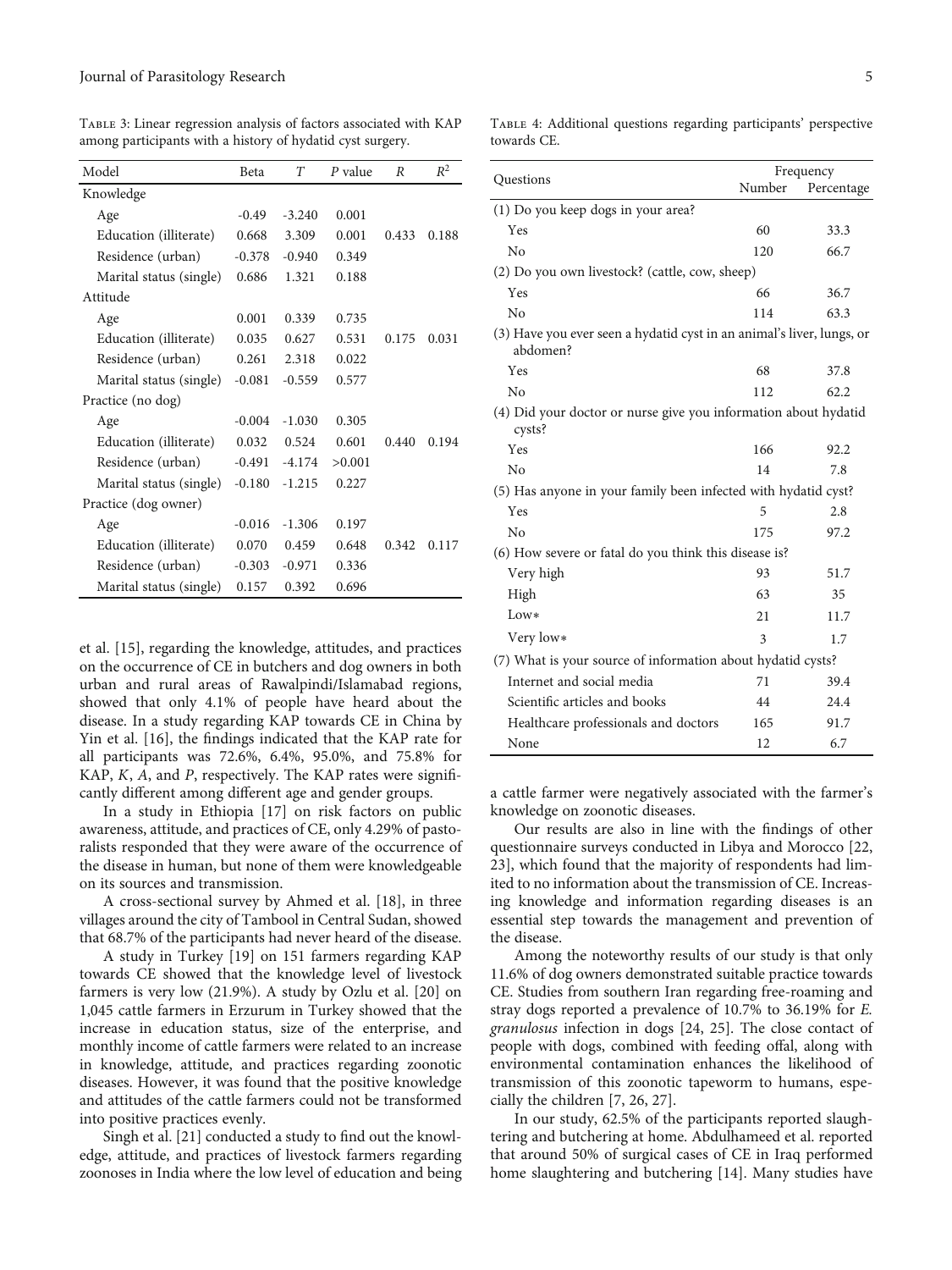Table 3: Linear regression analysis of factors associated with KAP among participants with a history of hydatid cyst surgery.

| Model | Beta | T | P value | R | $R^2$ |
|---|---|---|---|---|---|
| Knowledge | | | | | |
| Age | -0.49 | -3.240 | 0.001 | | |
| Education (illiterate) | 0.668 | 3.309 | 0.001 | 0.433 | 0.188 |
| Residence (urban) | -0.378 | -0.940 | 0.349 | | |
| Marital status (single) | 0.686 | 1.321 | 0.188 | | |
| Attitude | | | | | |
| Age | 0.001 | 0.339 | 0.735 | | |
| Education (illiterate) | 0.035 | 0.627 | 0.531 | 0.175 | 0.031 |
| Residence (urban) | 0.261 | 2.318 | 0.022 | | |
| Marital status (single) | -0.081 | -0.559 | 0.577 | | |
| Practice (no dog) | | | | | |
| Age | -0.004 | -1.030 | 0.305 | | |
| Education (illiterate) | 0.032 | 0.524 | 0.601 | 0.440 | 0.194 |
| Residence (urban) | -0.491 | -4.174 | >0.001 | | |
| Marital status (single) | -0.180 | -1.215 | 0.227 | | |
| Practice (dog owner) | | | | | |
| Age | -0.016 | -1.306 | 0.197 | | |
| Education (illiterate) | 0.070 | 0.459 | 0.648 | 0.342 | 0.117 |
| Residence (urban) | -0.303 | -0.971 | 0.336 | | |
| Marital status (single) | 0.157 | 0.392 | 0.696 | | |

et al. [15], regarding the knowledge, attitudes, and practices on the occurrence of CE in butchers and dog owners in both urban and rural areas of Rawalpindi/Islamabad regions, showed that only 4.1% of people have heard about the disease. In a study regarding KAP towards CE in China by Yin et al. [16], the findings indicated that the KAP rate for all participants was 72.6%, 6.4%, 95.0%, and 75.8% for KAP, *K*, *A*, and *P*, respectively. The KAP rates were significantly different among different age and gender groups.

In a study in Ethiopia [17] on risk factors on public awareness, attitude, and practices of CE, only 4.29% of pastoralists responded that they were aware of the occurrence of the disease in human, but none of them were knowledgeable on its sources and transmission.

A cross-sectional survey by Ahmed et al. [18], in three villages around the city of Tambool in Central Sudan, showed that 68.7% of the participants had never heard of the disease.

A study in Turkey [19] on 151 farmers regarding KAP towards CE showed that the knowledge level of livestock farmers is very low (21.9%). A study by Ozlu et al. [20] on 1,045 cattle farmers in Erzurum in Turkey showed that the increase in education status, size of the enterprise, and monthly income of cattle farmers were related to an increase in knowledge, attitude, and practices regarding zoonotic diseases. However, it was found that the positive knowledge and attitudes of the cattle farmers could not be transformed into positive practices evenly.

Singh et al. [21] conducted a study to find out the knowledge, attitude, and practices of livestock farmers regarding zoonoses in India where the low level of education and being a cattle farmer were negatively associated with the farmer's knowledge on zoonotic diseases.

Our results are also in line with the findings of other questionnaire surveys conducted in Libya and Morocco [22, 23], which found that the majority of respondents had limited to no information about the transmission of CE. Increasing knowledge and information regarding diseases is an essential step towards the management and prevention of the disease.

Among the noteworthy results of our study is that only 11.6% of dog owners demonstrated suitable practice towards CE. Studies from southern Iran regarding free-roaming and stray dogs reported a prevalence of 10.7% to 36.19% for *E. granulosus* infection in dogs [24, 25]. The close contact of people with dogs, combined with feeding offal, along with environmental contamination enhances the likelihood of transmission of this zoonotic tapeworm to humans, especially the children [7, 26, 27].

In our study, 62.5% of the participants reported slaughtering and butchering at home. Abdulhameed et al. reported that around 50% of surgical cases of CE in Iraq performed home slaughtering and butchering [14]. Many studies have

Table 4: Additional questions regarding participants' perspective towards CE.

| Questions | Frequency | |
|---|---|---|
| | Number | Percentage |
| (1) Do you keep dogs in your area? | | |
| Yes | 60 | 33.3 |
| No | 120 | 66.7 |
| (2) Do you own livestock? (cattle, cow, sheep) | | |
| Yes | 66 | 36.7 |
| No | 114 | 63.3 |
| (3) Have you ever seen a hydatid cyst in an animal's liver, lungs, or abdomen? | | |
| Yes | 68 | 37.8 |
| No | 112 | 62.2 |
| (4) Did your doctor or nurse give you information about hydatid cysts? | | |
| Yes | 166 | 92.2 |
| No | 14 | 7.8 |
| (5) Has anyone in your family been infected with hydatid cyst? | | |
| Yes | 5 | 2.8 |
| No | 175 | 97.2 |
| (6) How severe or fatal do you think this disease is? | | |
| Very high | 93 | 51.7 |
| High | 63 | 35 |
| Low* | 21 | 11.7 |
| Very low* | 3 | 1.7 |
| (7) What is your source of information about hydatid cysts? | | |
| Internet and social media | 71 | 39.4 |
| Scientific articles and books | 44 | 24.4 |
| Healthcare professionals and doctors | 165 | 91.7 |
| None | 12 | 6.7 |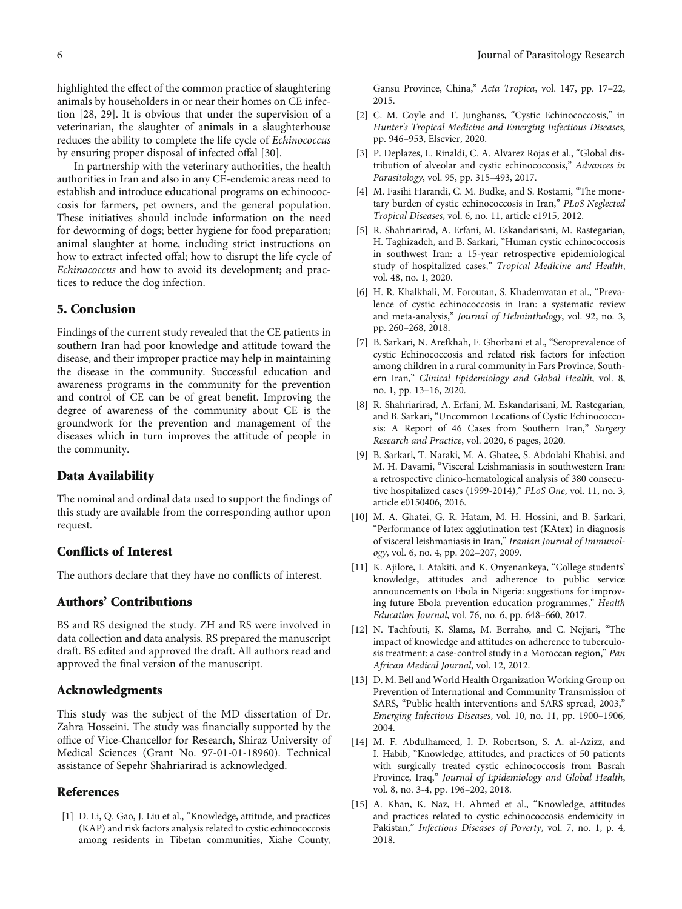highlighted the effect of the common practice of slaughtering animals by householders in or near their homes on CE infection [28, 29]. It is obvious that under the supervision of a veterinarian, the slaughter of animals in a slaughterhouse reduces the ability to complete the life cycle of *Echinococcus* by ensuring proper disposal of infected offal [30].

In partnership with the veterinary authorities, the health authorities in Iran and also in any CE-endemic areas need to establish and introduce educational programs on echinococcosis for farmers, pet owners, and the general population. These initiatives should include information on the need for deworming of dogs; better hygiene for food preparation; animal slaughter at home, including strict instructions on how to extract infected offal; how to disrupt the life cycle of *Echinococcus* and how to avoid its development; and practices to reduce the dog infection.

## 5. Conclusion

Findings of the current study revealed that the CE patients in southern Iran had poor knowledge and attitude toward the disease, and their improper practice may help in maintaining the disease in the community. Successful education and awareness programs in the community for the prevention and control of CE can be of great benefit. Improving the degree of awareness of the community about CE is the groundwork for the prevention and management of the diseases which in turn improves the attitude of people in the community.

## Data Availability

The nominal and ordinal data used to support the findings of this study are available from the corresponding author upon request.

## Conflicts of Interest

The authors declare that they have no conflicts of interest.

## Authors' Contributions

BS and RS designed the study. ZH and RS were involved in data collection and data analysis. RS prepared the manuscript draft. BS edited and approved the draft. All authors read and approved the final version of the manuscript.

## Acknowledgments

This study was the subject of the MD dissertation of Dr. Zahra Hosseini. The study was financially supported by the office of Vice-Chancellor for Research, Shiraz University of Medical Sciences (Grant No. 97-01-01-18960). Technical assistance of Sepehr Shahriarirad is acknowledged.

## References

[1] D. Li, Q. Gao, J. Liu et al., "Knowledge, attitude, and practices (KAP) and risk factors analysis related to cystic echinococcosis among residents in Tibetan communities, Xiahe County, Gansu Province, China," *Acta Tropica*, vol. 147, pp. 17–22, 2015.

[2] C. M. Coyle and T. Junghanss, "Cystic Echinococcosis," in *Hunter's Tropical Medicine and Emerging Infectious Diseases*, pp. 946–953, Elsevier, 2020.

[3] P. Deplazes, L. Rinaldi, C. A. Alvarez Rojas et al., "Global distribution of alveolar and cystic echinococcosis," *Advances in Parasitology*, vol. 95, pp. 315–493, 2017.

[4] M. Fasihi Harandi, C. M. Budke, and S. Rostami, "The monetary burden of cystic echinococcosis in Iran," *PLoS Neglected Tropical Diseases*, vol. 6, no. 11, article e1915, 2012.

[5] R. Shahriarirad, A. Erfani, M. Eskandarisani, M. Rastegarian, H. Taghizadeh, and B. Sarkari, "Human cystic echinococcosis in southwest Iran: a 15-year retrospective epidemiological study of hospitalized cases," *Tropical Medicine and Health*, vol. 48, no. 1, 2020.

[6] H. R. Khalkhali, M. Foroutan, S. Khademvatan et al., "Prevalence of cystic echinococcosis in Iran: a systematic review and meta-analysis," *Journal of Helminthology*, vol. 92, no. 3, pp. 260–268, 2018.

[7] B. Sarkari, N. Arefkhah, F. Ghorbani et al., "Seroprevalence of cystic Echinococcosis and related risk factors for infection among children in a rural community in Fars Province, Southern Iran," *Clinical Epidemiology and Global Health*, vol. 8, no. 1, pp. 13–16, 2020.

[8] R. Shahriarirad, A. Erfani, M. Eskandarisani, M. Rastegarian, and B. Sarkari, "Uncommon Locations of Cystic Echinococcosis: A Report of 46 Cases from Southern Iran," *Surgery Research and Practice*, vol. 2020, 6 pages, 2020.

[9] B. Sarkari, T. Naraki, M. A. Ghatee, S. Abdolahi Khabisi, and M. H. Davami, "Visceral Leishmaniasis in southwestern Iran: a retrospective clinico-hematological analysis of 380 consecutive hospitalized cases (1999-2014)," *PLoS One*, vol. 11, no. 3, article e0150406, 2016.

[10] M. A. Ghatei, G. R. Hatam, M. H. Hossini, and B. Sarkari, "Performance of latex agglutination test (KAtex) in diagnosis of visceral leishmaniasis in Iran," *Iranian Journal of Immunology*, vol. 6, no. 4, pp. 202–207, 2009.

[11] K. Ajilore, I. Atakiti, and K. Onyenankeya, "College students' knowledge, attitudes and adherence to public service announcements on Ebola in Nigeria: suggestions for improving future Ebola prevention education programmes," *Health Education Journal*, vol. 76, no. 6, pp. 648–660, 2017.

[12] N. Tachfouti, K. Slama, M. Berraho, and C. Nejjari, "The impact of knowledge and attitudes on adherence to tuberculosis treatment: a case-control study in a Moroccan region," *Pan African Medical Journal*, vol. 12, 2012.

[13] D. M. Bell and World Health Organization Working Group on Prevention of International and Community Transmission of SARS, "Public health interventions and SARS spread, 2003," *Emerging Infectious Diseases*, vol. 10, no. 11, pp. 1900–1906, 2004.

[14] M. F. Abdulhameed, I. D. Robertson, S. A. al-Azizz, and I. Habib, "Knowledge, attitudes, and practices of 50 patients with surgically treated cystic echinococcosis from Basrah Province, Iraq," *Journal of Epidemiology and Global Health*, vol. 8, no. 3-4, pp. 196–202, 2018.

[15] A. Khan, K. Naz, H. Ahmed et al., "Knowledge, attitudes and practices related to cystic echinococcosis endemicity in Pakistan," *Infectious Diseases of Poverty*, vol. 7, no. 1, p. 4, 2018.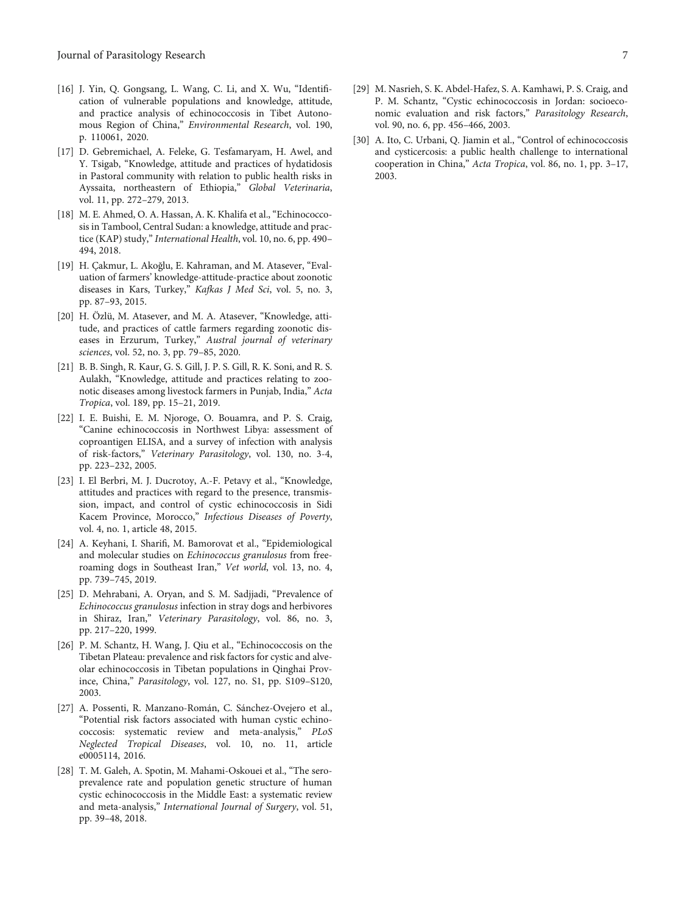[16] J. Yin, Q. Gongsang, L. Wang, C. Li, and X. Wu, "Identification of vulnerable populations and knowledge, attitude, and practice analysis of echinococcosis in Tibet Autonomous Region of China," *Environmental Research*, vol. 190, p. 110061, 2020.

[17] D. Gebremichael, A. Feleke, G. Tesfamaryam, H. Awel, and Y. Tsigab, "Knowledge, attitude and practices of hydatidosis in Pastoral community with relation to public health risks in Ayssaita, northeastern of Ethiopia," *Global Veterinaria*, vol. 11, pp. 272–279, 2013.

[18] M. E. Ahmed, O. A. Hassan, A. K. Khalifa et al., "Echinococcosis in Tambool, Central Sudan: a knowledge, attitude and practice (KAP) study," *International Health*, vol. 10, no. 6, pp. 490–494, 2018.

[19] H. Çakmur, L. Akoğlu, E. Kahraman, and M. Atasever, "Evaluation of farmers' knowledge-attitude-practice about zoonotic diseases in Kars, Turkey," *Kafkas J Med Sci*, vol. 5, no. 3, pp. 87–93, 2015.

[20] H. Özlü, M. Atasever, and M. A. Atasever, "Knowledge, attitude, and practices of cattle farmers regarding zoonotic diseases in Erzurum, Turkey," *Austral journal of veterinary sciences*, vol. 52, no. 3, pp. 79–85, 2020.

[21] B. B. Singh, R. Kaur, G. S. Gill, J. P. S. Gill, R. K. Soni, and R. S. Aulakh, "Knowledge, attitude and practices relating to zoonotic diseases among livestock farmers in Punjab, India," *Acta Tropica*, vol. 189, pp. 15–21, 2019.

[22] I. E. Buishi, E. M. Njoroge, O. Bouamra, and P. S. Craig, "Canine echinococcosis in Northwest Libya: assessment of coproantigen ELISA, and a survey of infection with analysis of risk-factors," *Veterinary Parasitology*, vol. 130, no. 3-4, pp. 223–232, 2005.

[23] I. El Berbri, M. J. Ducrotoy, A.-F. Petavy et al., "Knowledge, attitudes and practices with regard to the presence, transmission, impact, and control of cystic echinococcosis in Sidi Kacem Province, Morocco," *Infectious Diseases of Poverty*, vol. 4, no. 1, article 48, 2015.

[24] A. Keyhani, I. Sharifi, M. Bamorovat et al., "Epidemiological and molecular studies on *Echinococcus granulosus* from free-roaming dogs in Southeast Iran," *Vet world*, vol. 13, no. 4, pp. 739–745, 2019.

[25] D. Mehrabani, A. Oryan, and S. M. Sadjjadi, "Prevalence of *Echinococcus granulosus* infection in stray dogs and herbivores in Shiraz, Iran," *Veterinary Parasitology*, vol. 86, no. 3, pp. 217–220, 1999.

[26] P. M. Schantz, H. Wang, J. Qiu et al., "Echinococcosis on the Tibetan Plateau: prevalence and risk factors for cystic and alveolar echinococcosis in Tibetan populations in Qinghai Province, China," *Parasitology*, vol. 127, no. S1, pp. S109–S120, 2003.

[27] A. Possenti, R. Manzano-Román, C. Sánchez-Ovejero et al., "Potential risk factors associated with human cystic echinococcosis: systematic review and meta-analysis," *PLoS Neglected Tropical Diseases*, vol. 10, no. 11, article e0005114, 2016.

[28] T. M. Galeh, A. Spotin, M. Mahami-Oskouei et al., "The seroprevalence rate and population genetic structure of human cystic echinococcosis in the Middle East: a systematic review and meta-analysis," *International Journal of Surgery*, vol. 51, pp. 39–48, 2018.

[29] M. Nasrieh, S. K. Abdel-Hafez, S. A. Kamhawi, P. S. Craig, and P. M. Schantz, "Cystic echinococcosis in Jordan: socioeconomic evaluation and risk factors," *Parasitology Research*, vol. 90, no. 6, pp. 456–466, 2003.

[30] A. Ito, C. Urbani, Q. Jiamin et al., "Control of echinococcosis and cysticercosis: a public health challenge to international cooperation in China," *Acta Tropica*, vol. 86, no. 1, pp. 3–17, 2003.